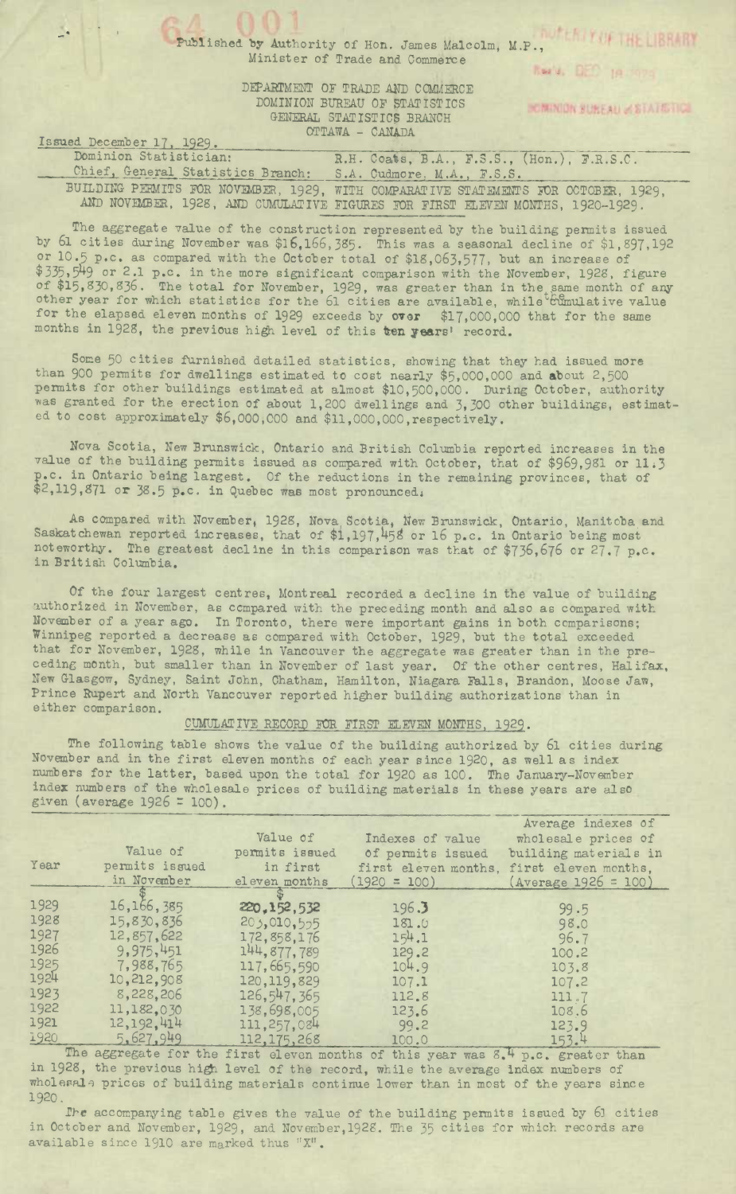Published by Authority of Hon. James Malcolm, M.P.,
Minister of Trade and Commerce

DEPARTMENT OF TRADE AND COMMERCE
DOMINION BUREAU OF STATISTICS
GENERAL STATISTICS BRANCH
OTTAWA - CANADA

Issued December 17, 1929.

Dominion Statistician: R.H. Coats, B.A., F.S.S., (Hon.), F.R.S.C.
Chief, General Statistics Branch: S.A. Cudmore, M.A., F.S.S.

BUILDING PERMITS FOR NOVEMBER, 1929, WITH COMPARATIVE STATEMENTS FOR OCTOBER, 1929, AND NOVEMBER, 1928, AND CUMULATIVE FIGURES FOR FIRST ELEVEN MONTHS, 1920-1929.

The aggregate value of the construction represented by the building permits issued by 61 cities during November was $16,166,385. This was a seasonal decline of $1,897,192 or 10.5 p.c. as compared with the October total of $18,063,577, but an increase of $335,549 or 2.1 p.c. in the more significant comparison with the November, 1928, figure of $15,830,836. The total for November, 1929, was greater than in the same month of any other year for which statistics for the 61 cities are available, while cumulative value for the elapsed eleven months of 1929 exceeds by over $17,000,000 that for the same months in 1928, the previous high level of this ten years' record.

Some 50 cities furnished detailed statistics, showing that they had issued more than 900 permits for dwellings estimated to cost nearly $5,000,000 and about 2,500 permits for other buildings estimated at almost $10,500,000. During October, authority was granted for the erection of about 1,200 dwellings and 3,300 other buildings, estimated to cost approximately $6,000,000 and $11,000,000, respectively.

Nova Scotia, New Brunswick, Ontario and British Columbia reported increases in the value of the building permits issued as compared with October, that of $969,981 or 11.3 p.c. in Ontario being largest. Of the reductions in the remaining provinces, that of $2,119,871 or 38.5 p.c. in Quebec was most pronounced.

As compared with November, 1928, Nova Scotia, New Brunswick, Ontario, Manitoba and Saskatchewan reported increases, that of $1,197,458 or 16 p.c. in Ontario being most noteworthy. The greatest decline in this comparison was that of $736,676 or 27.7 p.c. in British Columbia.

Of the four largest centres, Montreal recorded a decline in the value of building authorized in November, as compared with the preceding month and also as compared with November of a year ago. In Toronto, there were important gains in both comparisons; Winnipeg reported a decrease as compared with October, 1929, but the total exceeded that for November, 1928, while in Vancouver the aggregate was greater than in the preceding month, but smaller than in November of last year. Of the other centres, Halifax, New Glasgow, Sydney, Saint John, Chatham, Hamilton, Niagara Falls, Brandon, Moose Jaw, Prince Rupert and North Vancouver reported higher building authorizations than in either comparison.

## CUMULATIVE RECORD FOR FIRST ELEVEN MONTHS, 1929.

The following table shows the value of the building authorized by 61 cities during November and in the first eleven months of each year since 1920, as well as index numbers for the latter, based upon the total for 1920 as 100. The January-November index numbers of the wholesale prices of building materials in these years are also given (average 1926 = 100).

| Year | Value of permits issued in November | Value of permits issued in first eleven months | Indexes of value of permits issued first eleven months, (1920 = 100) | Average indexes of wholesale prices of building materials in first eleven months, (Average 1926 = 100) |
|---|---|---|---|---|
| | $ | $ | | |
| 1929 | 16,166,385 | 220,152,532 | 196.3 | 99.5 |
| 1928 | 15,830,836 | 203,010,555 | 181.0 | 98.0 |
| 1927 | 12,857,622 | 172,858,176 | 154.1 | 96.7 |
| 1926 | 9,975,451 | 144,877,789 | 129.2 | 100.2 |
| 1925 | 7,988,765 | 117,665,590 | 104.9 | 103.8 |
| 1924 | 10,212,908 | 120,119,829 | 107.1 | 107.2 |
| 1923 | 8,228,206 | 126,547,365 | 112.8 | 111.7 |
| 1922 | 11,182,030 | 138,698,005 | 123.6 | 108.6 |
| 1921 | 12,192,414 | 111,257,084 | 99.2 | 123.9 |
| 1920 | 5,627,949 | 112,175,268 | 100.0 | 153.4 |

The aggregate for the first eleven months of this year was 8.4 p.c. greater than in 1928, the previous high level of the record, while the average index numbers of wholesale prices of building materials continue lower than in most of the years since 1920.

The accompanying table gives the value of the building permits issued by 61 cities in October and November, 1929, and November, 1928. The 35 cities for which records are available since 1910 are marked thus "X".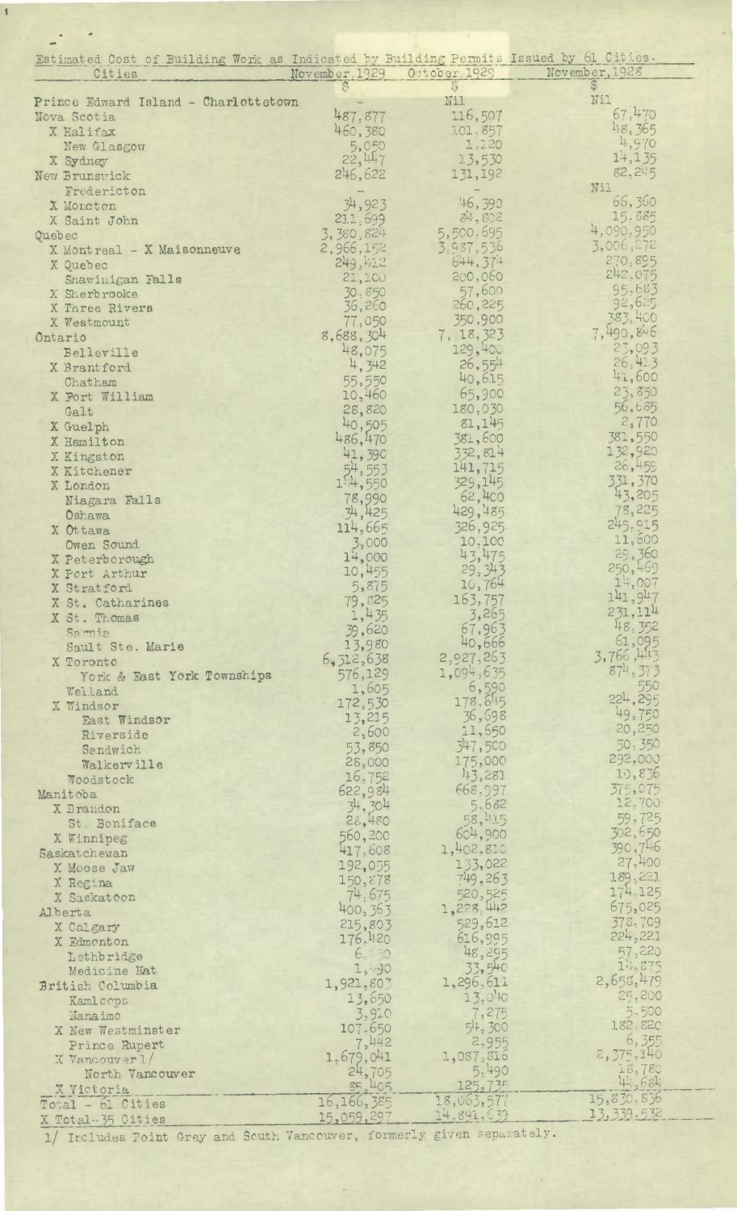Estimated Cost of Building Work as Indicated by Building Permits Issued by 61 Cities.

| Cities | November, 1929 | October, 1929 | November, 1928 |
|---|---|---|---|
| | $ | $ | $ |
| Prince Edward Island - Charlottetown | - | Nil | Nil |
| Nova Scotia | 487,877 | 116,507 | 67,470 |
| X Halifax | 460,380 | 101,857 | 48,365 |
| New Glasgow | 5,050 | 1,120 | 4,970 |
| X Sydney | 22,447 | 13,530 | 14,135 |
| New Brunswick | 246,622 | 131,192 | 82,245 |
| Fredericton | - | - | Nil |
| X Moncton | 34,923 | 46,390 | 66,360 |
| X Saint John | 211,699 | 84,802 | 15,885 |
| Quebec | 3,380,824 | 5,500,695 | 4,090,950 |
| X Montreal - X Maisonneuve | 2,966,152 | 3,937,536 | 3,006,272 |
| X Quebec | 249,412 | 644,374 | 270,895 |
| Shawinigan Falls | 21,100 | 200,060 | 242,075 |
| X Sherbrooke | 30,850 | 57,600 | 95,683 |
| X Three Rivers | 36,260 | 260,225 | 92,625 |
| X Westmount | 77,050 | 350,900 | 383,400 |
| Ontario | 8,688,304 | 7,118,323 | 7,490,846 |
| Belleville | 48,075 | 129,400 | 23,093 |
| X Brantford | 4,342 | 26,554 | 26,413 |
| Chatham | 55,550 | 40,615 | 41,600 |
| X Fort William | 10,460 | 65,900 | 23,850 |
| Galt | 28,820 | 180,030 | 56,685 |
| X Guelph | 40,505 | 81,145 | 2,770 |
| X Hamilton | 486,470 | 381,600 | 381,550 |
| X Kingston | 41,390 | 332,814 | 132,920 |
| X Kitchener | 54,553 | 141,715 | 26,455 |
| X London | 124,550 | 329,145 | 331,370 |
| Niagara Falls | 78,990 | 62,400 | 43,205 |
| Oshawa | 34,425 | 429,485 | 78,225 |
| X Ottawa | 114,665 | 326,925 | 245,915 |
| Owen Sound | 3,000 | 10,100 | 11,600 |
| X Peterborough | 14,000 | 43,475 | 29,360 |
| X Port Arthur | 10,455 | 29,343 | 250,469 |
| X Stratford | 5,875 | 10,764 | 14,007 |
| X St. Catharines | 79,825 | 163,757 | 141,947 |
| X St. Thomas | 1,435 | 3,265 | 231,114 |
| Sarnia | 39,620 | 67,963 | 48,352 |
| Sault Ste. Marie | 13,980 | 40,666 | 61,095 |
| X Toronto | 6,512,638 | 2,927,263 | 3,766,443 |
| York & East York Townships | 576,129 | 1,094,635 | 874,373 |
| Welland | 1,605 | 6,590 | 550 |
| X Windsor | 172,530 | 178,645 | 224,295 |
| East Windsor | 13,215 | 36,698 | 49,750 |
| Riverside | 2,600 | 11,650 | 20,250 |
| Sandwich | 53,850 | 347,500 | 50,350 |
| Walkerville | 28,000 | 175,000 | 292,000 |
| Woodstock | 16,752 | 43,281 | 10,836 |
| Manitoba | 622,984 | 668,997 | 375,075 |
| X Brandon | 34,304 | 5,682 | 12,700 |
| St. Boniface | 28,480 | 58,415 | 59,725 |
| X Winnipeg | 560,200 | 604,900 | 302,650 |
| Saskatchewan | 417,608 | 1,402,810 | 390,746 |
| X Moose Jaw | 192,055 | 133,022 | 27,400 |
| X Regina | 150,878 | 749,263 | 189,221 |
| X Saskatoon | 74,675 | 520,525 | 174,125 |
| Alberta | 400,363 | 1,228,442 | 675,025 |
| X Calgary | 215,803 | 529,612 | 378,709 |
| X Edmonton | 176,420 | 616,995 | 224,221 |
| Lethbridge | 6,150 | 48,295 | 57,220 |
| Medicine Hat | 1,990 | 33,540 | 14,875 |
| British Columbia | 1,921,803 | 1,296,611 | 2,658,479 |
| Kamloops | 13,650 | 13,040 | 25,200 |
| Nanaimo | 3,910 | 7,275 | 5,500 |
| X New Westminster | 107,650 | 54,300 | 182,820 |
| Prince Rupert | 7,442 | 2,955 | 6,355 |
| X Vancouver 1/ | 1,679,041 | 1,087,816 | 2,375,140 |
| North Vancouver | 24,705 | 5,490 | 18,780 |
| X Victoria | 85,405 | 125,735 | 44,684 |
| Total - 61 Cities | 16,166,385 | 18,063,577 | 15,830,636 |
| X Total - 35 Cities | 15,059,297 | 14,891,939 | 13,339,532 |

1/ Includes Point Grey and South Vancouver, formerly given separately.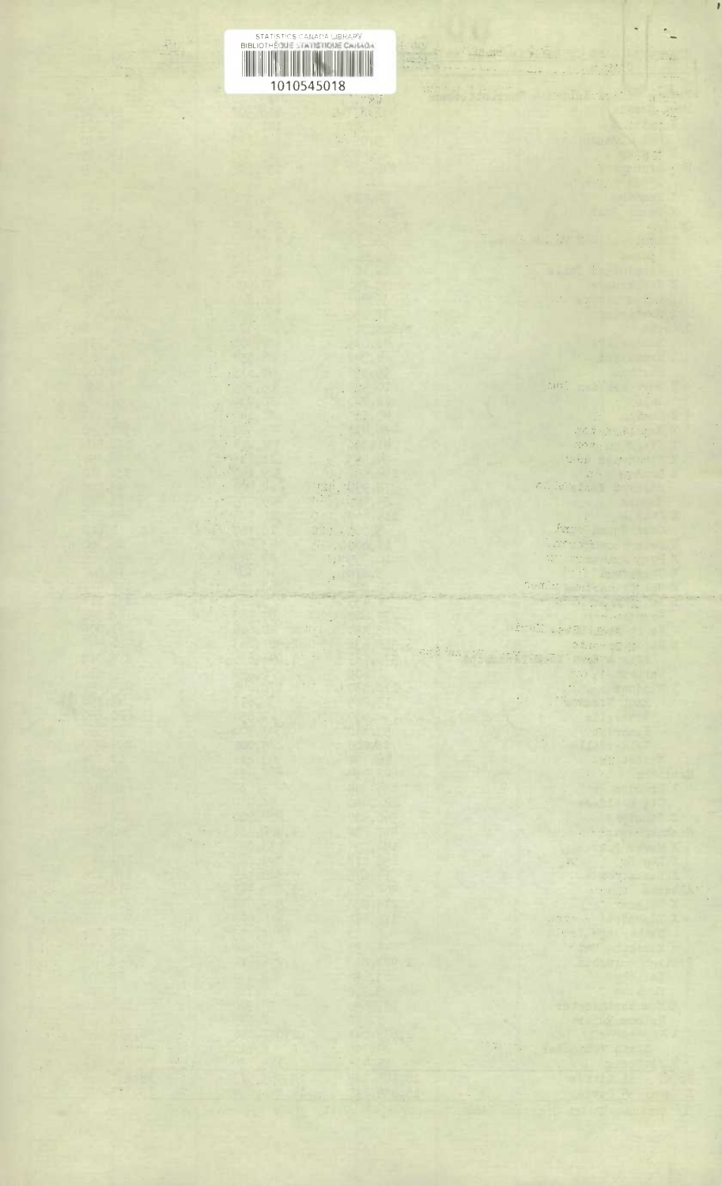STATISTICS CANADA LIBRARY
BIBLIOTHÈQUE STATISTIQUE CANADA

1010545018